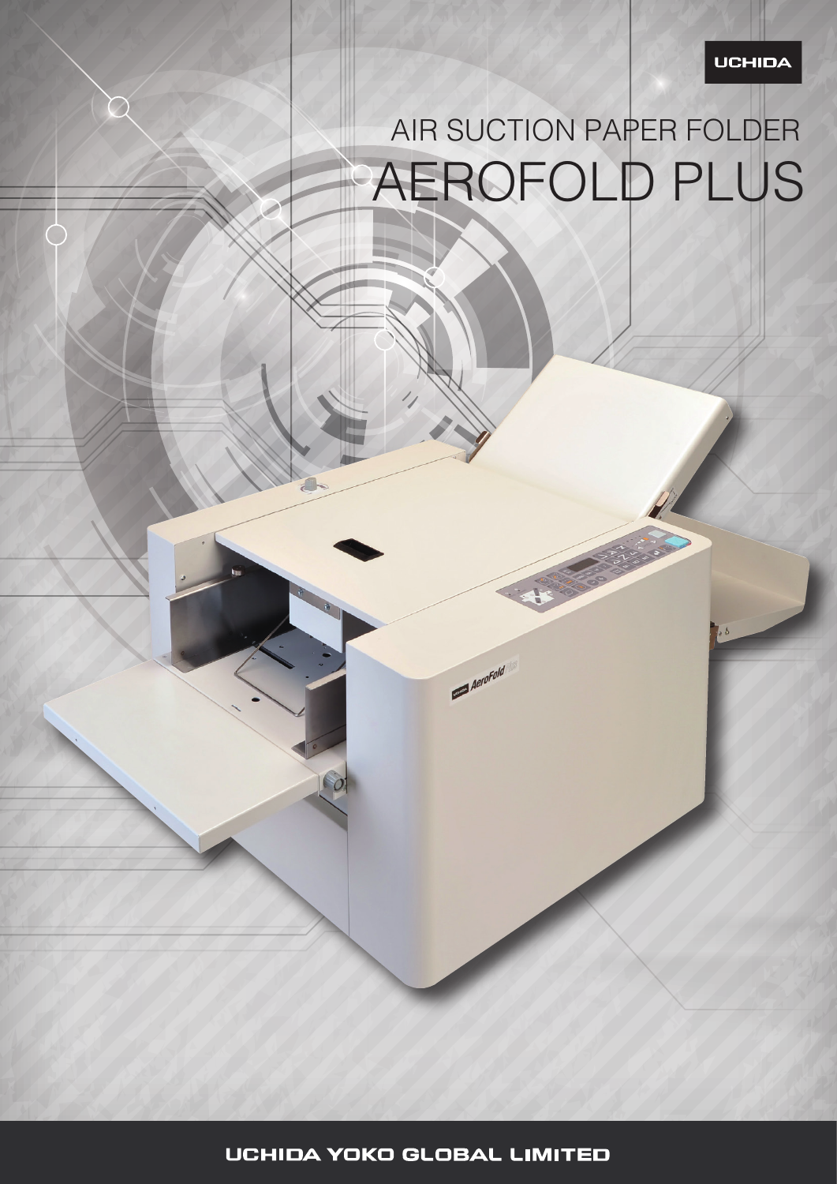UCHIDA

# AIR SUCTION PAPER FOLDER
# AEROFOLD PLUS

UCHIDA YOKO GLOBAL LIMITED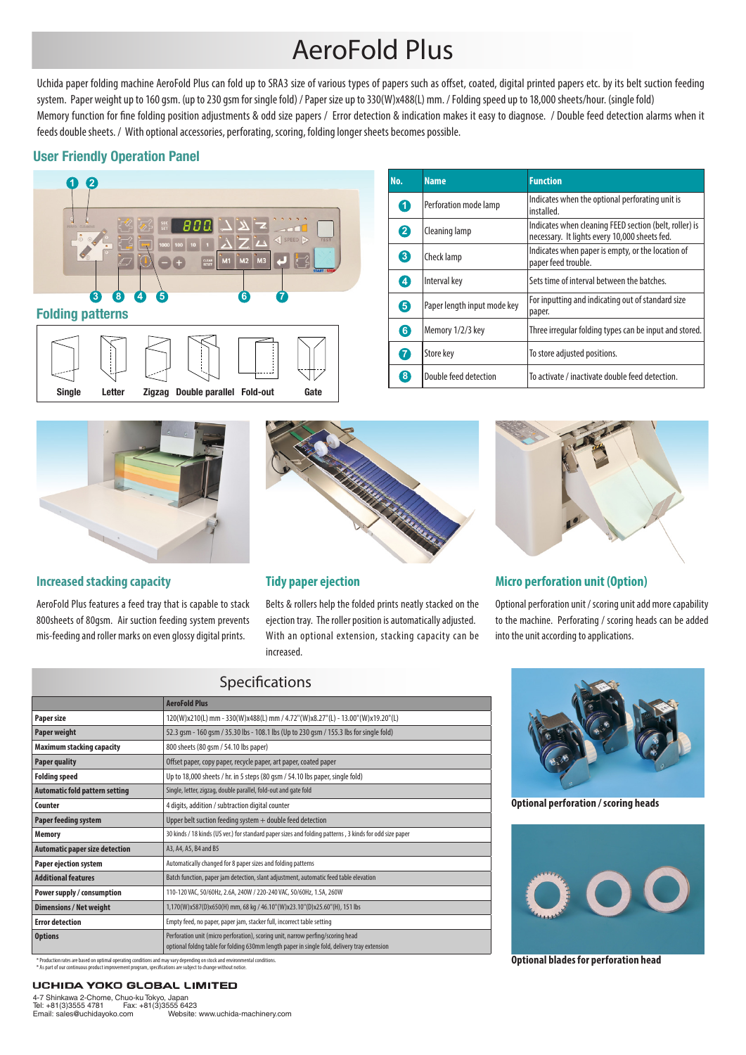# AeroFold Plus

Uchida paper folding machine AeroFold Plus can fold up to SRA3 size of various types of papers such as offset, coated, digital printed papers etc. by its belt suction feeding system. Paper weight up to 160 gsm. (up to 230 gsm for single fold) / Paper size up to 330(W)x488(L) mm. / Folding speed up to 18,000 sheets/hour. (single fold)
Memory function for fine folding position adjustments & odd size papers / Error detection & indication makes it easy to diagnose. / Double feed detection alarms when it feeds double sheets. / With optional accessories, perforating, scoring, folding longer sheets becomes possible.

## User Friendly Operation Panel

| No. | Name | Function |
|---|---|---|
| 1 | Perforation mode lamp | Indicates when the optional perforating unit is installed. |
| 2 | Cleaning lamp | Indicates when cleaning FEED section (belt, roller) is necessary. It lights every 10,000 sheets fed. |
| 3 | Check lamp | Indicates when paper is empty, or the location of paper feed trouble. |
| 4 | Interval key | Sets time of interval between the batches. |
| 5 | Paper length input mode key | For inputting and indicating out of standard size paper. |
| 6 | Memory 1/2/3 key | Three irregular folding types can be input and stored. |
| 7 | Store key | To store adjusted positions. |
| 8 | Double feed detection | To activate / inactivate double feed detection. |

## Folding patterns

Single Letter Zigzag Double parallel Fold-out Gate

### Increased stacking capacity

AeroFold Plus features a feed tray that is capable to stack 800sheets of 80gsm. Air suction feeding system prevents mis-feeding and roller marks on even glossy digital prints.

### Tidy paper ejection

Belts & rollers help the folded prints neatly stacked on the ejection tray. The roller position is automatically adjusted. With an optional extension, stacking capacity can be increased.

### Micro perforation unit (Option)

Optional perforation unit / scoring unit add more capability to the machine. Perforating / scoring heads can be added into the unit according to applications.

## Specifications

| | AeroFold Plus |
|---|---|
| Paper size | 120(W)x210(L) mm - 330(W)x488(L) mm / 4.72"(W)x8.27"(L) - 13.00"(W)x19.20"(L) |
| Paper weight | 52.3 gsm - 160 gsm / 35.30 lbs - 108.1 lbs (Up to 230 gsm / 155.3 lbs for single fold) |
| Maximum stacking capacity | 800 sheets (80 gsm / 54.10 lbs paper) |
| Paper quality | Offset paper, copy paper, recycle paper, art paper, coated paper |
| Folding speed | Up to 18,000 sheets / hr. in 5 steps (80 gsm / 54.10 lbs paper, single fold) |
| Automatic fold pattern setting | Single, letter, zigzag, double parallel, fold-out and gate fold |
| Counter | 4 digits, addition / subtraction digital counter |
| Paper feeding system | Upper belt suction feeding system + double feed detection |
| Memory | 30 kinds / 18 kinds (US ver.) for standard paper sizes and folding patterns , 3 kinds for odd size paper |
| Automatic paper size detection | A3, A4, A5, B4 and B5 |
| Paper ejection system | Automatically changed for 8 paper sizes and folding patterns |
| Additional features | Batch function, paper jam detection, slant adjustment, automatic feed table elevation |
| Power supply / consumption | 110-120 VAC, 50/60Hz, 2.6A, 240W / 220-240 VAC, 50/60Hz, 1.5A, 260W |
| Dimensions / Net weight | 1,170(W)x587(D)x650(H) mm, 68 kg / 46.10"(W)x23.10"(D)x25.60"(H), 151 lbs |
| Error detection | Empty feed, no paper, paper jam, stacker full, incorrect table setting |
| Options | Perforation unit (micro perforation), scoring unit, narrow perfing/scoring head<br>optional folding table for folding 630mm length paper in single fold, delivery tray extension |

\* Production rates are based on optimal operating conditions and may vary depending on stock and environmental conditions.
\* As part of our continuous product improvement program, specifications are subject to change without notice.

Optional perforation / scoring heads

Optional blades for perforation head

**UCHIDA YOKO GLOBAL LIMITED**
4-7 Shinkawa 2-Chome, Chuo-ku Tokyo, Japan
Tel: +81(3)3555 4781 Fax: +81(3)3555 6423
Email: sales@uchidayoko.com Website: www.uchida-machinery.com